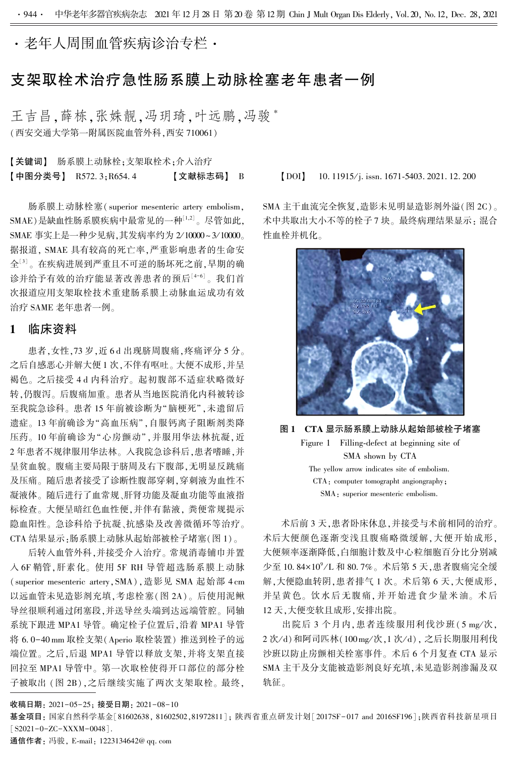·老年人周围血管疾病诊治专栏·

# 支架取栓术治疗急性肠系膜上动脉栓塞老年患者一例

王吉昌，薛栋，张姝靓，冯玥琦，叶远鹏，冯骏*

（西安交通大学第一附属医院血管外科，西安 710061）

【关键词】 肠系膜上动脉栓；支架取栓术；介入治疗

【中图分类号】 R572.3；R654.4　　【文献标志码】 B　　【DOI】 10.11915/j.issn.1671-5403.2021.12.200

肠系膜上动脉栓塞（superior mesenteric artery embolism，SMAE）是缺血性肠系膜疾病中最常见的一种[1,2]。尽管如此，SMAE 事实上是一种少见病，其发病率约为 2/10000～3/10000。据报道，SMAE 具有较高的死亡率，严重影响患者的生命安全[3]。在疾病进展到严重且不可逆的肠坏死之前，早期的确诊并给予有效的治疗能显著改善患者的预后[4-6]。我们首次报道应用支架取栓技术重建肠系膜上动脉血运成功有效治疗 SAME 老年患者一例。

## 1 临床资料

患者，女性，73 岁，近 6 d 出现脐周腹痛，疼痛评分 5 分。之后自感恶心并解大便 1 次，不伴有呕吐。大便不成形，并呈褐色。之后接受 4 d 内科治疗。起初腹部不适症状略微好转，仍腹泻。后腹痛加重。患者从当地医院消化内科被转诊至我院急诊科。患者 15 年前被诊断为"脑梗死"，未遗留后遗症。13 年前确诊为"高血压病"，自服钙离子阻断剂类降压药。10 年前确诊为"心房颤动"，并服用华法林抗凝，近 2 年患者不规律服用华法林。入我院急诊科后，患者嗜睡，并呈贫血貌。腹痛主要局限于脐周及右下腹部，无明显反跳痛及压痛。随后患者接受了诊断性腹部穿刺，穿刺液为血性不凝液体。随后进行了血常规、肝肾功能及凝血功能等血液指标检查。大便呈暗红色血性便，并伴有黏液，粪便常规提示隐血阳性。急诊科给予抗凝、抗感染及改善微循环等治疗。CTA 结果显示：肠系膜上动脉从起始部被栓子堵塞（图 1）。

后转入血管外科，并接受介入治疗。常规消毒铺巾并置入 6F 鞘管，肝素化。使用 5F RH 导管超选肠系膜上动脉（superior mesenteric artery，SMA），造影见 SMA 起始部 4 cm 以远血管未见造影剂充填，考虑栓塞（图 2A）。后使用泥鳅导丝很顺利通过闭塞段，并送导丝头端到达远端管腔。同轴系统下跟进 MPA1 导管。确定栓子位置后，沿着 MPA1 导管将 6.0-40 mm 取栓支架（Aperio 取栓装置）推送到栓子的远端位置。之后，后退 MPA1 导管以释放支架，并将支架直接回拉至 MPA1 导管中。第一次取栓使得开口部位的部分栓子被取出（图 2B），之后继续实施了两次支架取栓。最终，SMA 主干血流完全恢复，造影未见明显造影剂外溢（图 2C）。术中共取出大小不等的栓子 7 块。最终病理结果显示：混合性血栓并机化。

**图 1　CTA 显示肠系膜上动脉从起始部被栓子堵塞**

Figure 1　Filling-defect at beginning site of SMA shown by CTA

The yellow arrow indicates site of embolism.
CTA：computer tomographt angionography；
SMA：superior mesenteric embolism.

术后前 3 天，患者卧床休息，并接受与术前相同的治疗。术后大便颜色逐渐变浅且腹痛略微缓解，大便开始成形，大便频率逐渐降低，白细胞计数及中心粒细胞百分比分别减少至 $10.84\times10^9$/L 和 80.7%。术后第 5 天，患者腹痛完全缓解，大便隐血转阴，患者排气 1 次。术后第 6 天，大便成形，并呈黄色。饮水后无腹痛，并开始进食少量米油。术后 12 天，大便变软且成形，安排出院。

出院后 3 个月内，患者连续服用利伐沙班（5 mg/次，2 次/d）和阿司匹林（100 mg/次，1 次/d），之后长期服用利伐沙班以防止房颤相关栓塞事件。术后 6 个月复查 CTA 显示 SMA 主干及分支能被造影剂良好充填，未见造影剂渗漏及双轨征。

收稿日期：2021-05-25；接受日期：2021-08-10

基金项目：国家自然科学基金[81602638，81602502，81972811]；陕西省重点研发计划[2017SF-017 and 2016SF196]；陕西省科技新星项目[S2021-0-ZC-XXXM-0048].

通信作者：冯骏，E-mail：1223134642@qq.com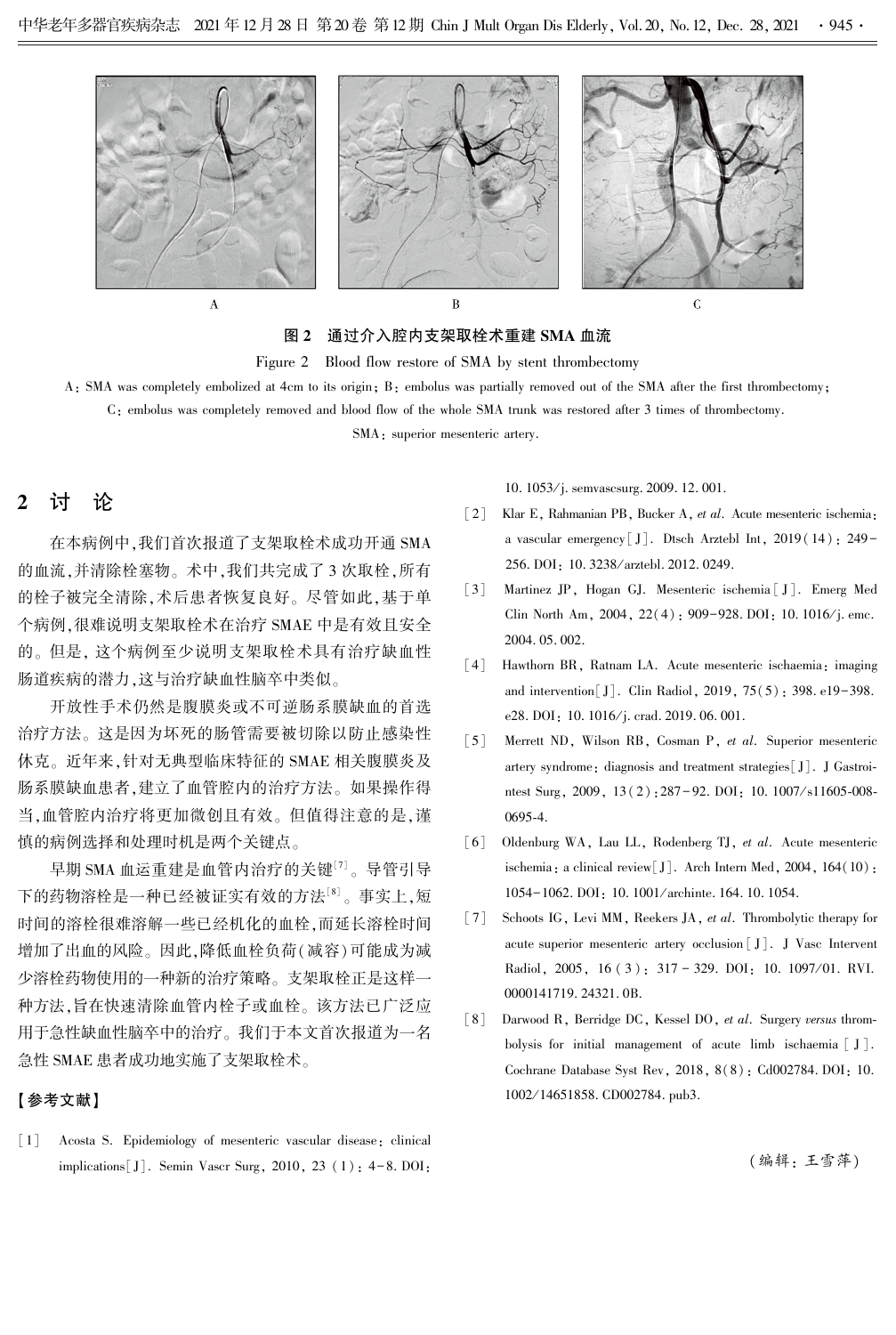A B C

**图 2　通过介入腔内支架取栓术重建 SMA 血流**

Figure 2　Blood flow restore of SMA by stent thrombectomy

A: SMA was completely embolized at 4cm to its origin; B: embolus was partially removed out of the SMA after the first thrombectomy; C: embolus was completely removed and blood flow of the whole SMA trunk was restored after 3 times of thrombectomy.

SMA: superior mesenteric artery.

## 2　讨　论

在本病例中,我们首次报道了支架取栓术成功开通 SMA 的血流,并清除栓塞物。术中,我们共完成了 3 次取栓,所有的栓子被完全清除,术后患者恢复良好。尽管如此,基于单个病例,很难说明支架取栓术在治疗 SMAE 中是有效且安全的。但是,这个病例至少说明支架取栓术具有治疗缺血性肠道疾病的潜力,这与治疗缺血性脑卒中类似。

开放性手术仍然是腹膜炎或不可逆肠系膜缺血的首选治疗方法。这是因为坏死的肠管需要被切除以防止感染性休克。近年来,针对无典型临床特征的 SMAE 相关腹膜炎及肠系膜缺血患者,建立了血管腔内的治疗方法。如果操作得当,血管腔内治疗将更加微创且有效。但值得注意的是,谨慎的病例选择和处理时机是两个关键点。

早期 SMA 血运重建是血管内治疗的关键[7]。导管引导下的药物溶栓是一种已经被证实有效的方法[8]。事实上,短时间的溶栓很难溶解一些已经机化的血栓,而延长溶栓时间增加了出血的风险。因此,降低血栓负荷(减容)可能成为减少溶栓药物使用的一种新的治疗策略。支架取栓正是这样一种方法,旨在快速清除血管内栓子或血栓。该方法已广泛应用于急性缺血性脑卒中的治疗。我们于本文首次报道为一名急性 SMAE 患者成功地实施了支架取栓术。

## 【参考文献】

[1] Acosta S. Epidemiology of mesenteric vascular disease: clinical implications[J]. Semin Vascr Surg, 2010, 23(1): 4-8. DOI: 10.1053/j.semvascsurg.2009.12.001.

[2] Klar E, Rahmanian PB, Bucker A, *et al*. Acute mesenteric ischemia: a vascular emergency[J]. Dtsch Arztebl Int, 2019(14): 249-256. DOI: 10.3238/arztebl.2012.0249.

[3] Martinez JP, Hogan GJ. Mesenteric ischemia[J]. Emerg Med Clin North Am, 2004, 22(4): 909-928. DOI: 10.1016/j.emc.2004.05.002.

[4] Hawthorn BR, Ratnam LA. Acute mesenteric ischaemia: imaging and intervention[J]. Clin Radiol, 2019, 75(5): 398.e19-398.e28. DOI: 10.1016/j.crad.2019.06.001.

[5] Merrett ND, Wilson RB, Cosman P, *et al*. Superior mesenteric artery syndrome: diagnosis and treatment strategies[J]. J Gastrointest Surg, 2009, 13(2): 287-92. DOI: 10.1007/s11605-008-0695-4.

[6] Oldenburg WA, Lau LL, Rodenberg TJ, *et al*. Acute mesenteric ischemia: a clinical review[J]. Arch Intern Med, 2004, 164(10): 1054-1062. DOI: 10.1001/archinte.164.10.1054.

[7] Schoots IG, Levi MM, Reekers JA, *et al*. Thrombolytic therapy for acute superior mesenteric artery occlusion[J]. J Vasc Intervent Radiol, 2005, 16(3): 317-329. DOI: 10.1097/01.RVI.0000141719.24321.0B.

[8] Darwood R, Berridge DC, Kessel DO, *et al*. Surgery *versus* thrombolysis for initial management of acute limb ischaemia[J]. Cochrane Database Syst Rev, 2018, 8(8): Cd002784. DOI: 10.1002/14651858.CD002784.pub3.

(编辑: 王雪萍)